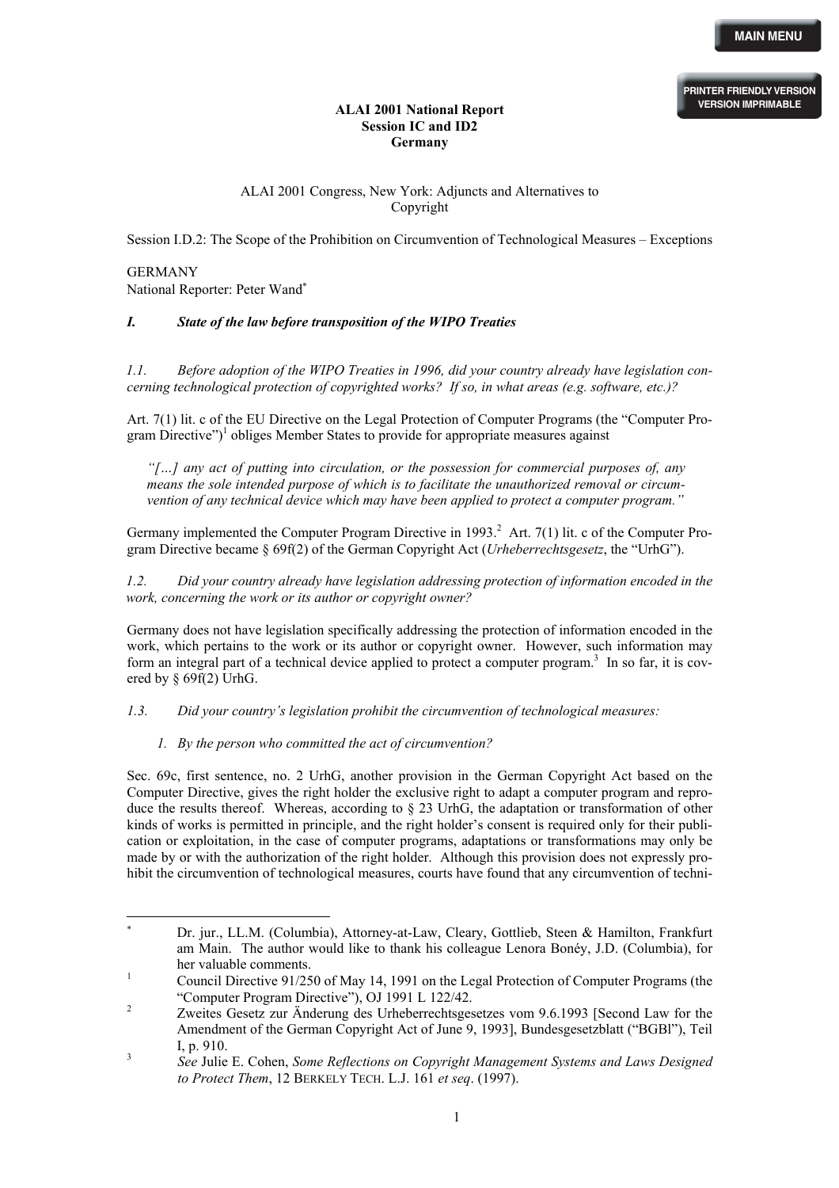**ALAI 2001 National Report**
**Session IC and ID2**
**Germany**

ALAI 2001 Congress, New York: Adjuncts and Alternatives to Copyright

Session I.D.2: The Scope of the Prohibition on Circumvention of Technological Measures – Exceptions

GERMANY
National Reporter: Peter Wand[*]

## *I. State of the law before transposition of the WIPO Treaties*

*1.1. Before adoption of the WIPO Treaties in 1996, did your country already have legislation concerning technological protection of copyrighted works? If so, in what areas (e.g. software, etc.)?*

Art. 7(1) lit. c of the EU Directive on the Legal Protection of Computer Programs (the "Computer Program Directive")[1] obliges Member States to provide for appropriate measures against

> *"[…] any act of putting into circulation, or the possession for commercial purposes of, any means the sole intended purpose of which is to facilitate the unauthorized removal or circumvention of any technical device which may have been applied to protect a computer program."*

Germany implemented the Computer Program Directive in 1993.[2] Art. 7(1) lit. c of the Computer Program Directive became § 69f(2) of the German Copyright Act (*Urheberrechtsgesetz*, the "UrhG").

*1.2. Did your country already have legislation addressing protection of information encoded in the work, concerning the work or its author or copyright owner?*

Germany does not have legislation specifically addressing the protection of information encoded in the work, which pertains to the work or its author or copyright owner. However, such information may form an integral part of a technical device applied to protect a computer program.[3] In so far, it is covered by § 69f(2) UrhG.

*1.3. Did your country's legislation prohibit the circumvention of technological measures:*

*1. By the person who committed the act of circumvention?*

Sec. 69c, first sentence, no. 2 UrhG, another provision in the German Copyright Act based on the Computer Directive, gives the right holder the exclusive right to adapt a computer program and reproduce the results thereof. Whereas, according to § 23 UrhG, the adaptation or transformation of other kinds of works is permitted in principle, and the right holder's consent is required only for their publication or exploitation, in the case of computer programs, adaptations or transformations may only be made by or with the authorization of the right holder. Although this provision does not expressly prohibit the circumvention of technological measures, courts have found that any circumvention of techni-

---

[*] Dr. jur., LL.M. (Columbia), Attorney-at-Law, Cleary, Gottlieb, Steen & Hamilton, Frankfurt am Main. The author would like to thank his colleague Lenora Bonéy, J.D. (Columbia), for her valuable comments.

[1] Council Directive 91/250 of May 14, 1991 on the Legal Protection of Computer Programs (the "Computer Program Directive"), OJ 1991 L 122/42.

[2] Zweites Gesetz zur Änderung des Urheberrechtsgesetzes vom 9.6.1993 [Second Law for the Amendment of the German Copyright Act of June 9, 1993], Bundesgesetzblatt ("BGBl"), Teil I, p. 910.

[3] *See* Julie E. Cohen, *Some Reflections on Copyright Management Systems and Laws Designed to Protect Them*, 12 BERKELY TECH. L.J. 161 *et seq*. (1997).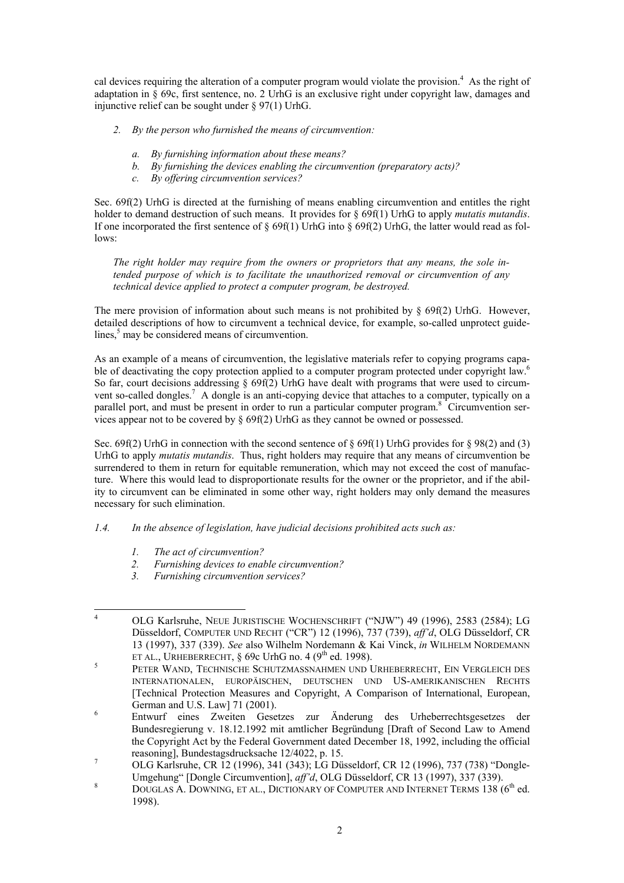cal devices requiring the alteration of a computer program would violate the provision.[4] As the right of adaptation in § 69c, first sentence, no. 2 UrhG is an exclusive right under copyright law, damages and injunctive relief can be sought under § 97(1) UrhG.

*2. By the person who furnished the means of circumvention:*

*a. By furnishing information about these means?*

*b. By furnishing the devices enabling the circumvention (preparatory acts)?*

*c. By offering circumvention services?*

Sec. 69f(2) UrhG is directed at the furnishing of means enabling circumvention and entitles the right holder to demand destruction of such means. It provides for § 69f(1) UrhG to apply *mutatis mutandis*. If one incorporated the first sentence of § 69f(1) UrhG into § 69f(2) UrhG, the latter would read as follows:

> *The right holder may require from the owners or proprietors that any means, the sole intended purpose of which is to facilitate the unauthorized removal or circumvention of any technical device applied to protect a computer program, be destroyed.*

The mere provision of information about such means is not prohibited by § 69f(2) UrhG. However, detailed descriptions of how to circumvent a technical device, for example, so-called unprotect guidelines,[5] may be considered means of circumvention.

As an example of a means of circumvention, the legislative materials refer to copying programs capable of deactivating the copy protection applied to a computer program protected under copyright law.[6] So far, court decisions addressing § 69f(2) UrhG have dealt with programs that were used to circumvent so-called dongles.[7] A dongle is an anti-copying device that attaches to a computer, typically on a parallel port, and must be present in order to run a particular computer program.[8] Circumvention services appear not to be covered by § 69f(2) UrhG as they cannot be owned or possessed.

Sec. 69f(2) UrhG in connection with the second sentence of § 69f(1) UrhG provides for § 98(2) and (3) UrhG to apply *mutatis mutandis*. Thus, right holders may require that any means of circumvention be surrendered to them in return for equitable remuneration, which may not exceed the cost of manufacture. Where this would lead to disproportionate results for the owner or the proprietor, and if the ability to circumvent can be eliminated in some other way, right holders may only demand the measures necessary for such elimination.

*1.4. In the absence of legislation, have judicial decisions prohibited acts such as:*

*1. The act of circumvention?*

*2. Furnishing devices to enable circumvention?*

*3. Furnishing circumvention services?*

---

[4] OLG Karlsruhe, NEUE JURISTISCHE WOCHENSCHRIFT ("NJW") 49 (1996), 2583 (2584); LG Düsseldorf, COMPUTER UND RECHT ("CR") 12 (1996), 737 (739), *aff'd*, OLG Düsseldorf, CR 13 (1997), 337 (339). *See* also Wilhelm Nordemann & Kai Vinck, *in* WILHELM NORDEMANN ET AL., URHEBERRECHT, § 69c UrhG no. 4 (9th ed. 1998).

[5] PETER WAND, TECHNISCHE SCHUTZMASSNAHMEN UND URHEBERRECHT, EIN VERGLEICH DES INTERNATIONALEN, EUROPÄISCHEN, DEUTSCHEN UND US-AMERIKANISCHEN RECHTS [Technical Protection Measures and Copyright, A Comparison of International, European, German and U.S. Law] 71 (2001).

[6] Entwurf eines Zweiten Gesetzes zur Änderung des Urheberrechtsgesetzes der Bundesregierung v. 18.12.1992 mit amtlicher Begründung [Draft of Second Law to Amend the Copyright Act by the Federal Government dated December 18, 1992, including the official reasoning], Bundestagsdrucksache 12/4022, p. 15.

[7] OLG Karlsruhe, CR 12 (1996), 341 (343); LG Düsseldorf, CR 12 (1996), 737 (738) "Dongle-Umgehung" [Dongle Circumvention], *aff'd*, OLG Düsseldorf, CR 13 (1997), 337 (339).

[8] DOUGLAS A. DOWNING, ET AL., DICTIONARY OF COMPUTER AND INTERNET TERMS 138 (6th ed. 1998).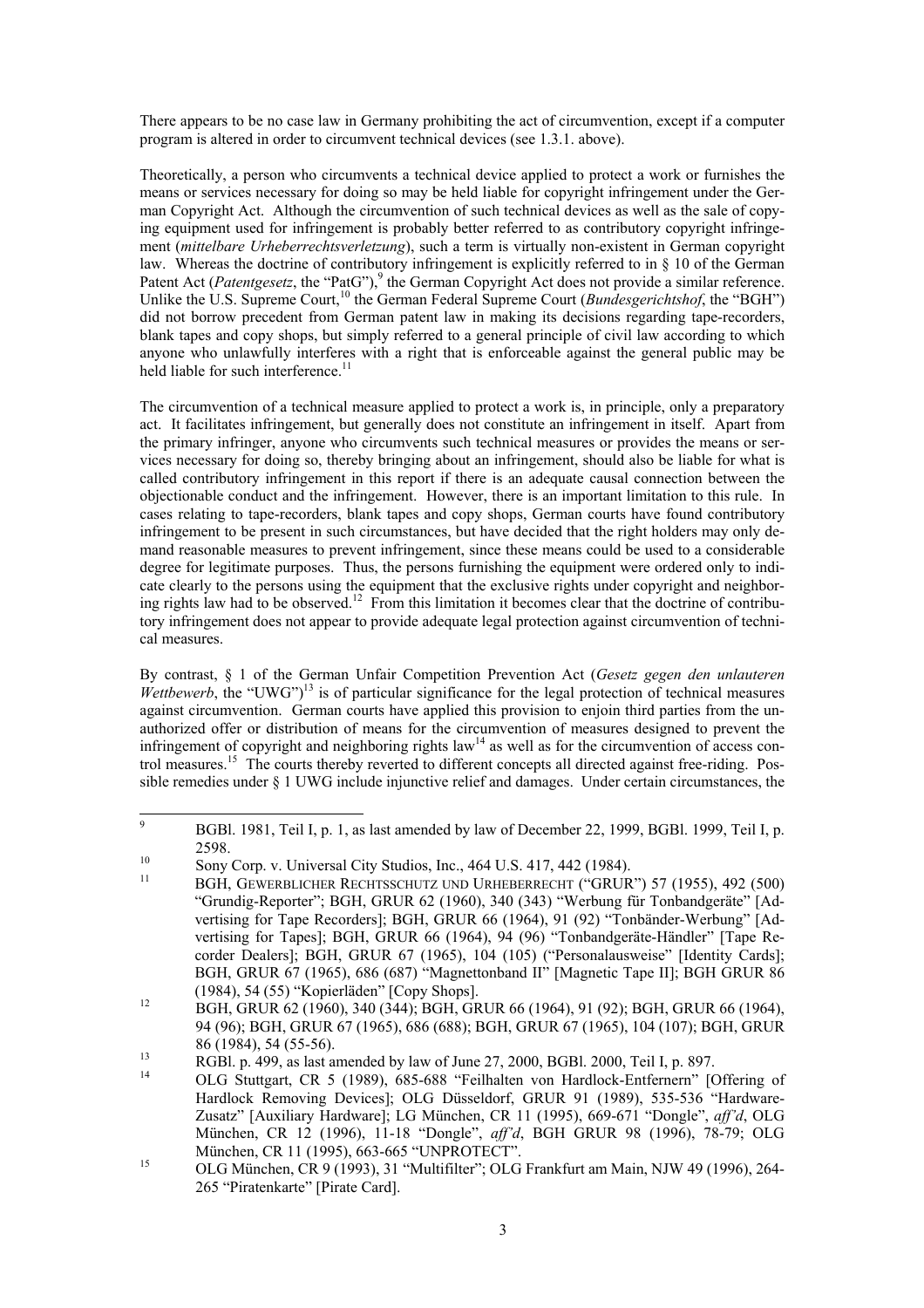There appears to be no case law in Germany prohibiting the act of circumvention, except if a computer program is altered in order to circumvent technical devices (see 1.3.1. above).

Theoretically, a person who circumvents a technical device applied to protect a work or furnishes the means or services necessary for doing so may be held liable for copyright infringement under the German Copyright Act. Although the circumvention of such technical devices as well as the sale of copying equipment used for infringement is probably better referred to as contributory copyright infringement (*mittelbare Urheberrechtsverletzung*), such a term is virtually non-existent in German copyright law. Whereas the doctrine of contributory infringement is explicitly referred to in § 10 of the German Patent Act (*Patentgesetz*, the "PatG"),[9] the German Copyright Act does not provide a similar reference. Unlike the U.S. Supreme Court,[10] the German Federal Supreme Court (*Bundesgerichtshof*, the "BGH") did not borrow precedent from German patent law in making its decisions regarding tape-recorders, blank tapes and copy shops, but simply referred to a general principle of civil law according to which anyone who unlawfully interferes with a right that is enforceable against the general public may be held liable for such interference.[11]

The circumvention of a technical measure applied to protect a work is, in principle, only a preparatory act. It facilitates infringement, but generally does not constitute an infringement in itself. Apart from the primary infringer, anyone who circumvents such technical measures or provides the means or services necessary for doing so, thereby bringing about an infringement, should also be liable for what is called contributory infringement in this report if there is an adequate causal connection between the objectionable conduct and the infringement. However, there is an important limitation to this rule. In cases relating to tape-recorders, blank tapes and copy shops, German courts have found contributory infringement to be present in such circumstances, but have decided that the right holders may only demand reasonable measures to prevent infringement, since these means could be used to a considerable degree for legitimate purposes. Thus, the persons furnishing the equipment were ordered only to indicate clearly to the persons using the equipment that the exclusive rights under copyright and neighboring rights law had to be observed.[12] From this limitation it becomes clear that the doctrine of contributory infringement does not appear to provide adequate legal protection against circumvention of technical measures.

By contrast, § 1 of the German Unfair Competition Prevention Act (*Gesetz gegen den unlauteren Wettbewerb*, the "UWG")[13] is of particular significance for the legal protection of technical measures against circumvention. German courts have applied this provision to enjoin third parties from the unauthorized offer or distribution of means for the circumvention of measures designed to prevent the infringement of copyright and neighboring rights law[14] as well as for the circumvention of access control measures.[15] The courts thereby reverted to different concepts all directed against free-riding. Possible remedies under § 1 UWG include injunctive relief and damages. Under certain circumstances, the

---

[9] BGBl. 1981, Teil I, p. 1, as last amended by law of December 22, 1999, BGBl. 1999, Teil I, p. 2598.

[10] Sony Corp. v. Universal City Studios, Inc., 464 U.S. 417, 442 (1984).

[11] BGH, GEWERBLICHER RECHTSSCHUTZ UND URHEBERRECHT ("GRUR") 57 (1955), 492 (500) "Grundig-Reporter"; BGH, GRUR 62 (1960), 340 (343) "Werbung für Tonbandgeräte" [Advertising for Tape Recorders]; BGH, GRUR 66 (1964), 91 (92) "Tonbänder-Werbung" [Advertising for Tapes]; BGH, GRUR 66 (1964), 94 (96) "Tonbandgeräte-Händler" [Tape Recorder Dealers]; BGH, GRUR 67 (1965), 104 (105) ("Personalausweise" [Identity Cards]; BGH, GRUR 67 (1965), 686 (687) "Magnettonband II" [Magnetic Tape II]; BGH GRUR 86 (1984), 54 (55) "Kopierläden" [Copy Shops].

[12] BGH, GRUR 62 (1960), 340 (344); BGH, GRUR 66 (1964), 91 (92); BGH, GRUR 66 (1964), 94 (96); BGH, GRUR 67 (1965), 686 (688); BGH, GRUR 67 (1965), 104 (107); BGH, GRUR 86 (1984), 54 (55-56).

[13] RGBl. p. 499, as last amended by law of June 27, 2000, BGBl. 2000, Teil I, p. 897.

[14] OLG Stuttgart, CR 5 (1989), 685-688 "Feilhalten von Hardlock-Entfernern" [Offering of Hardlock Removing Devices]; OLG Düsseldorf, GRUR 91 (1989), 535-536 "Hardware-Zusatz" [Auxiliary Hardware]; LG München, CR 11 (1995), 669-671 "Dongle", *aff'd*, OLG München, CR 12 (1996), 11-18 "Dongle", *aff'd*, BGH GRUR 98 (1996), 78-79; OLG München, CR 11 (1995), 663-665 "UNPROTECT".

[15] OLG München, CR 9 (1993), 31 "Multifilter"; OLG Frankfurt am Main, NJW 49 (1996), 264-265 "Piratenkarte" [Pirate Card].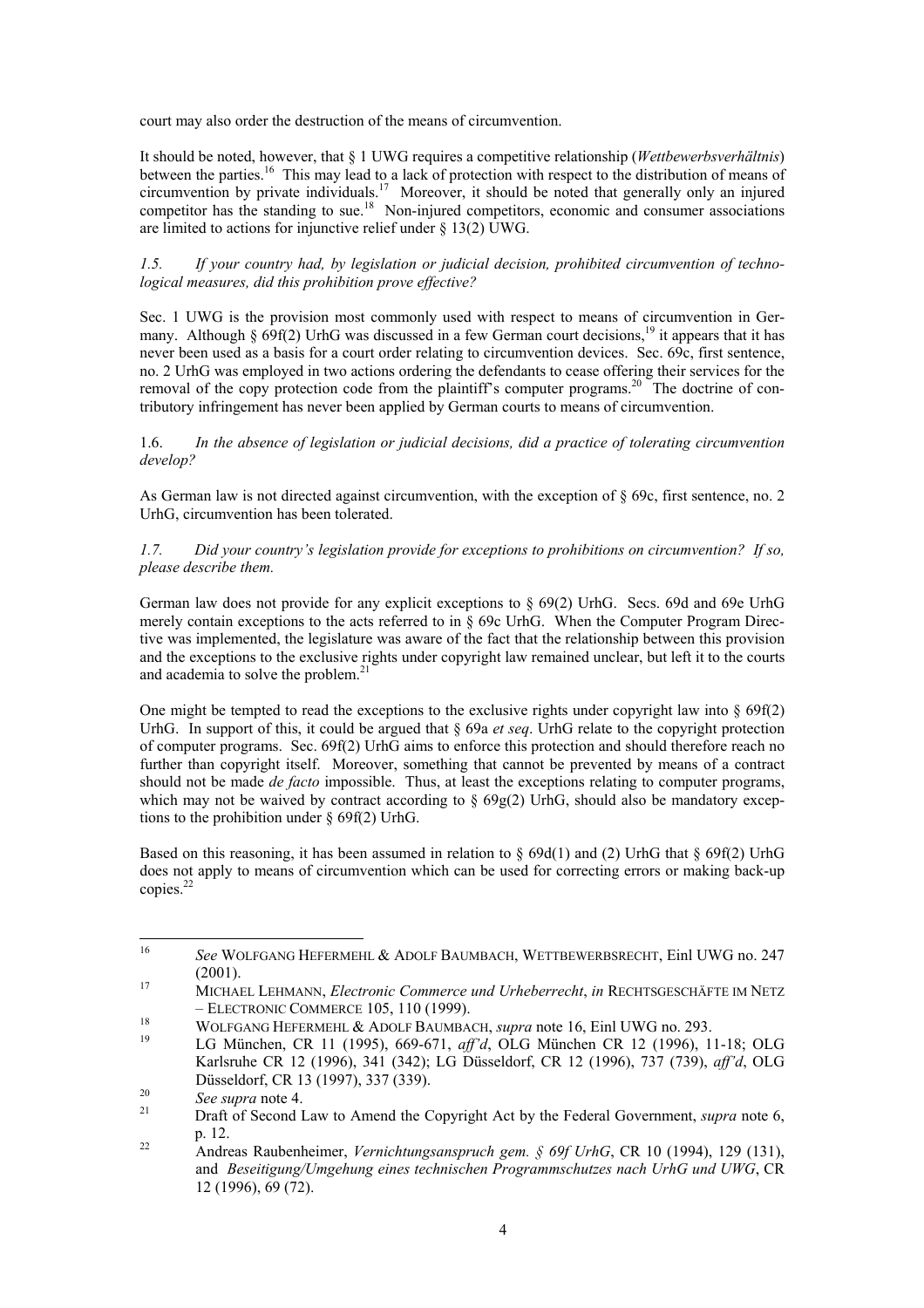court may also order the destruction of the means of circumvention.

It should be noted, however, that § 1 UWG requires a competitive relationship (*Wettbewerbsverhältnis*) between the parties.[16] This may lead to a lack of protection with respect to the distribution of means of circumvention by private individuals.[17] Moreover, it should be noted that generally only an injured competitor has the standing to sue.[18] Non-injured competitors, economic and consumer associations are limited to actions for injunctive relief under § 13(2) UWG.

*1.5. If your country had, by legislation or judicial decision, prohibited circumvention of technological measures, did this prohibition prove effective?*

Sec. 1 UWG is the provision most commonly used with respect to means of circumvention in Germany. Although § 69f(2) UrhG was discussed in a few German court decisions,[19] it appears that it has never been used as a basis for a court order relating to circumvention devices. Sec. 69c, first sentence, no. 2 UrhG was employed in two actions ordering the defendants to cease offering their services for the removal of the copy protection code from the plaintiff's computer programs.[20] The doctrine of contributory infringement has never been applied by German courts to means of circumvention.

1.6. *In the absence of legislation or judicial decisions, did a practice of tolerating circumvention develop?*

As German law is not directed against circumvention, with the exception of § 69c, first sentence, no. 2 UrhG, circumvention has been tolerated.

*1.7. Did your country's legislation provide for exceptions to prohibitions on circumvention? If so, please describe them.*

German law does not provide for any explicit exceptions to § 69(2) UrhG. Secs. 69d and 69e UrhG merely contain exceptions to the acts referred to in § 69c UrhG. When the Computer Program Directive was implemented, the legislature was aware of the fact that the relationship between this provision and the exceptions to the exclusive rights under copyright law remained unclear, but left it to the courts and academia to solve the problem.[21]

One might be tempted to read the exceptions to the exclusive rights under copyright law into § 69f(2) UrhG. In support of this, it could be argued that § 69a *et seq*. UrhG relate to the copyright protection of computer programs. Sec. 69f(2) UrhG aims to enforce this protection and should therefore reach no further than copyright itself. Moreover, something that cannot be prevented by means of a contract should not be made *de facto* impossible. Thus, at least the exceptions relating to computer programs, which may not be waived by contract according to § 69g(2) UrhG, should also be mandatory exceptions to the prohibition under § 69f(2) UrhG.

Based on this reasoning, it has been assumed in relation to § 69d(1) and (2) UrhG that § 69f(2) UrhG does not apply to means of circumvention which can be used for correcting errors or making back-up copies.[22]

---

[16] *See* WOLFGANG HEFERMEHL & ADOLF BAUMBACH, WETTBEWERBSRECHT, Einl UWG no. 247 (2001).

[17] MICHAEL LEHMANN, *Electronic Commerce und Urheberrecht*, *in* RECHTSGESCHÄFTE IM NETZ – ELECTRONIC COMMERCE 105, 110 (1999).

[18] WOLFGANG HEFERMEHL & ADOLF BAUMBACH, *supra* note 16, Einl UWG no. 293.

[19] LG München, CR 11 (1995), 669-671, *aff'd*, OLG München CR 12 (1996), 11-18; OLG Karlsruhe CR 12 (1996), 341 (342); LG Düsseldorf, CR 12 (1996), 737 (739), *aff'd*, OLG Düsseldorf, CR 13 (1997), 337 (339).

[20] *See supra* note 4.

[21] Draft of Second Law to Amend the Copyright Act by the Federal Government, *supra* note 6, p. 12.

[22] Andreas Raubenheimer, *Vernichtungsanspruch gem. § 69f UrhG*, CR 10 (1994), 129 (131), and *Beseitigung/Umgehung eines technischen Programmschutzes nach UrhG und UWG*, CR 12 (1996), 69 (72).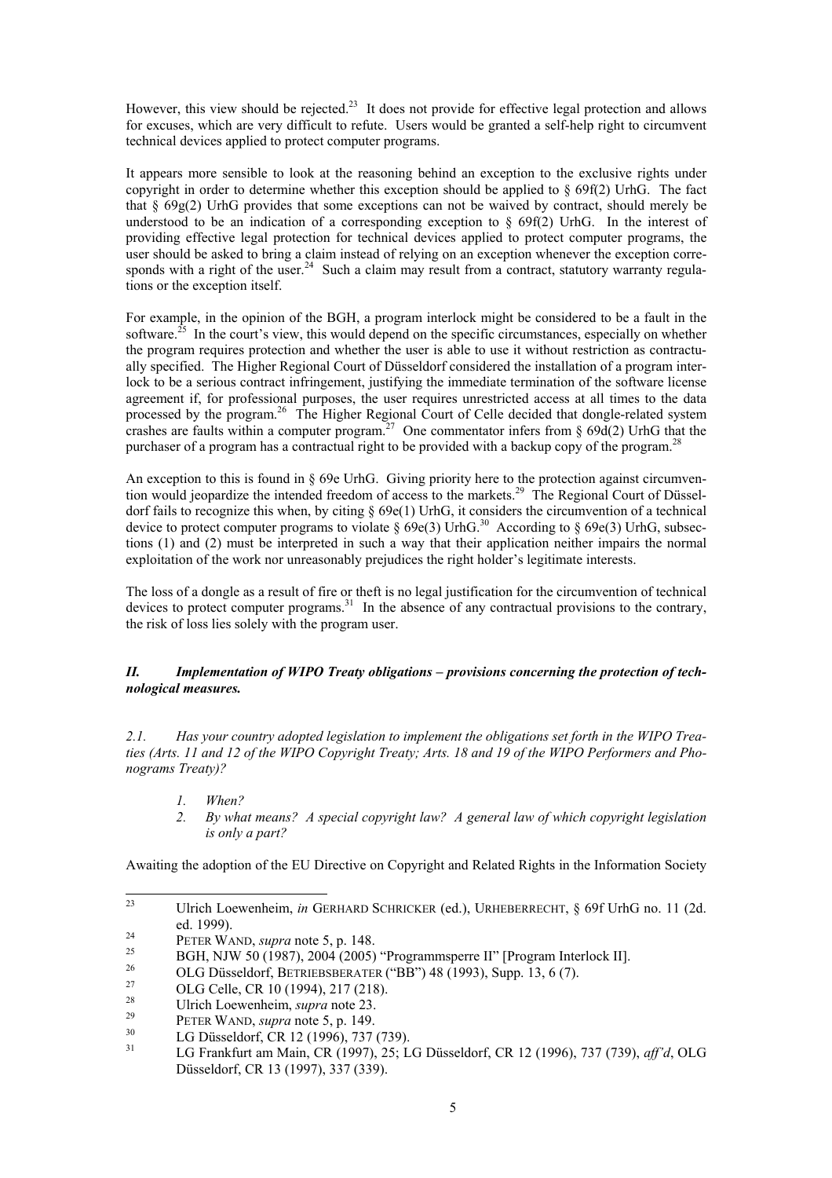However, this view should be rejected.[23] It does not provide for effective legal protection and allows for excuses, which are very difficult to refute. Users would be granted a self-help right to circumvent technical devices applied to protect computer programs.

It appears more sensible to look at the reasoning behind an exception to the exclusive rights under copyright in order to determine whether this exception should be applied to § 69f(2) UrhG. The fact that § 69g(2) UrhG provides that some exceptions can not be waived by contract, should merely be understood to be an indication of a corresponding exception to § 69f(2) UrhG. In the interest of providing effective legal protection for technical devices applied to protect computer programs, the user should be asked to bring a claim instead of relying on an exception whenever the exception corresponds with a right of the user.[24] Such a claim may result from a contract, statutory warranty regulations or the exception itself.

For example, in the opinion of the BGH, a program interlock might be considered to be a fault in the software.[25] In the court's view, this would depend on the specific circumstances, especially on whether the program requires protection and whether the user is able to use it without restriction as contractually specified. The Higher Regional Court of Düsseldorf considered the installation of a program interlock to be a serious contract infringement, justifying the immediate termination of the software license agreement if, for professional purposes, the user requires unrestricted access at all times to the data processed by the program.[26] The Higher Regional Court of Celle decided that dongle-related system crashes are faults within a computer program.[27] One commentator infers from § 69d(2) UrhG that the purchaser of a program has a contractual right to be provided with a backup copy of the program.[28]

An exception to this is found in § 69e UrhG. Giving priority here to the protection against circumvention would jeopardize the intended freedom of access to the markets.[29] The Regional Court of Düsseldorf fails to recognize this when, by citing § 69e(1) UrhG, it considers the circumvention of a technical device to protect computer programs to violate § 69e(3) UrhG.[30] According to § 69e(3) UrhG, subsections (1) and (2) must be interpreted in such a way that their application neither impairs the normal exploitation of the work nor unreasonably prejudices the right holder's legitimate interests.

The loss of a dongle as a result of fire or theft is no legal justification for the circumvention of technical devices to protect computer programs.[31] In the absence of any contractual provisions to the contrary, the risk of loss lies solely with the program user.

### *II. Implementation of WIPO Treaty obligations – provisions concerning the protection of technological measures.*

*2.1. Has your country adopted legislation to implement the obligations set forth in the WIPO Treaties (Arts. 11 and 12 of the WIPO Copyright Treaty; Arts. 18 and 19 of the WIPO Performers and Phonograms Treaty)?*

1. *When?*
2. *By what means? A special copyright law? A general law of which copyright legislation is only a part?*

Awaiting the adoption of the EU Directive on Copyright and Related Rights in the Information Society

---

[23] Ulrich Loewenheim, *in* GERHARD SCHRICKER (ed.), URHEBERRECHT, § 69f UrhG no. 11 (2d. ed. 1999).

[24] PETER WAND, *supra* note 5, p. 148.

[25] BGH, NJW 50 (1987), 2004 (2005) "Programmsperre II" [Program Interlock II].

[26] OLG Düsseldorf, BETRIEBSBERATER ("BB") 48 (1993), Supp. 13, 6 (7).

[27] OLG Celle, CR 10 (1994), 217 (218).

[28] Ulrich Loewenheim, *supra* note 23.

[29] PETER WAND, *supra* note 5, p. 149.

[30] LG Düsseldorf, CR 12 (1996), 737 (739).

[31] LG Frankfurt am Main, CR (1997), 25; LG Düsseldorf, CR 12 (1996), 737 (739), *aff'd*, OLG Düsseldorf, CR 13 (1997), 337 (339).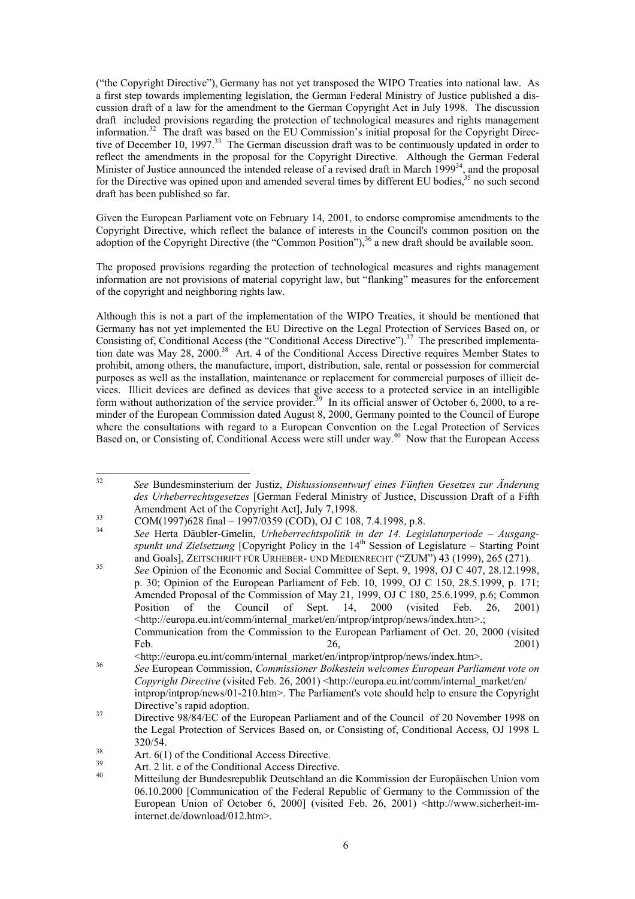("the Copyright Directive"), Germany has not yet transposed the WIPO Treaties into national law. As a first step towards implementing legislation, the German Federal Ministry of Justice published a discussion draft of a law for the amendment to the German Copyright Act in July 1998. The discussion draft included provisions regarding the protection of technological measures and rights management information.[32] The draft was based on the EU Commission's initial proposal for the Copyright Directive of December 10, 1997.[33] The German discussion draft was to be continuously updated in order to reflect the amendments in the proposal for the Copyright Directive. Although the German Federal Minister of Justice announced the intended release of a revised draft in March 1999[34], and the proposal for the Directive was opined upon and amended several times by different EU bodies,[35] no such second draft has been published so far.

Given the European Parliament vote on February 14, 2001, to endorse compromise amendments to the Copyright Directive, which reflect the balance of interests in the Council's common position on the adoption of the Copyright Directive (the "Common Position"),[36] a new draft should be available soon.

The proposed provisions regarding the protection of technological measures and rights management information are not provisions of material copyright law, but "flanking" measures for the enforcement of the copyright and neighboring rights law.

Although this is not a part of the implementation of the WIPO Treaties, it should be mentioned that Germany has not yet implemented the EU Directive on the Legal Protection of Services Based on, or Consisting of, Conditional Access (the "Conditional Access Directive").[37] The prescribed implementation date was May 28, 2000.[38] Art. 4 of the Conditional Access Directive requires Member States to prohibit, among others, the manufacture, import, distribution, sale, rental or possession for commercial purposes as well as the installation, maintenance or replacement for commercial purposes of illicit devices. Illicit devices are defined as devices that give access to a protected service in an intelligible form without authorization of the service provider.[39] In its official answer of October 6, 2000, to a reminder of the European Commission dated August 8, 2000, Germany pointed to the Council of Europe where the consultations with regard to a European Convention on the Legal Protection of Services Based on, or Consisting of, Conditional Access were still under way.[40] Now that the European Access

---

32 *See* Bundesminsterium der Justiz, *Diskussionsentwurf eines Fünften Gesetzes zur Änderung des Urheberrechtsgesetzes* [German Federal Ministry of Justice, Discussion Draft of a Fifth Amendment Act of the Copyright Act], July 7,1998.

33 COM(1997)628 final – 1997/0359 (COD), OJ C 108, 7.4.1998, p.8.

34 *See* Herta Däubler-Gmelin, *Urheberrechtspolitik in der 14. Legislaturperiode – Ausgangspunkt und Zielsetzung* [Copyright Policy in the 14th Session of Legislature – Starting Point and Goals], ZEITSCHRIFT FÜR URHEBER- UND MEDIENRECHT ("ZUM") 43 (1999), 265 (271).

35 *See* Opinion of the Economic and Social Committee of Sept. 9, 1998, OJ C 407, 28.12.1998, p. 30; Opinion of the European Parliament of Feb. 10, 1999, OJ C 150, 28.5.1999, p. 171; Amended Proposal of the Commission of May 21, 1999, OJ C 180, 25.6.1999, p.6; Common Position of the Council of Sept. 14, 2000 (visited Feb. 26, 2001) <http://europa.eu.int/comm/internal_market/en/intprop/intprop/news/index.htm>.; Communication from the Commission to the European Parliament of Oct. 20, 2000 (visited Feb. 26, 2001) <http://europa.eu.int/comm/internal_market/en/intprop/intprop/news/index.htm>.

36 *See* European Commission, *Commissioner Bolkestein welcomes European Parliament vote on Copyright Directive* (visited Feb. 26, 2001) <http://europa.eu.int/comm/internal_market/en/intprop/intprop/news/01-210.htm>. The Parliament's vote should help to ensure the Copyright Directive's rapid adoption.

37 Directive 98/84/EC of the European Parliament and of the Council of 20 November 1998 on the Legal Protection of Services Based on, or Consisting of, Conditional Access, OJ 1998 L 320/54.

38 Art. 6(1) of the Conditional Access Directive.

39 Art. 2 lit. e of the Conditional Access Directive.

40 Mitteilung der Bundesrepublik Deutschland an die Kommission der Europäischen Union vom 06.10.2000 [Communication of the Federal Republic of Germany to the Commission of the European Union of October 6, 2000] (visited Feb. 26, 2001) <http://www.sicherheit-im-internet.de/download/012.htm>.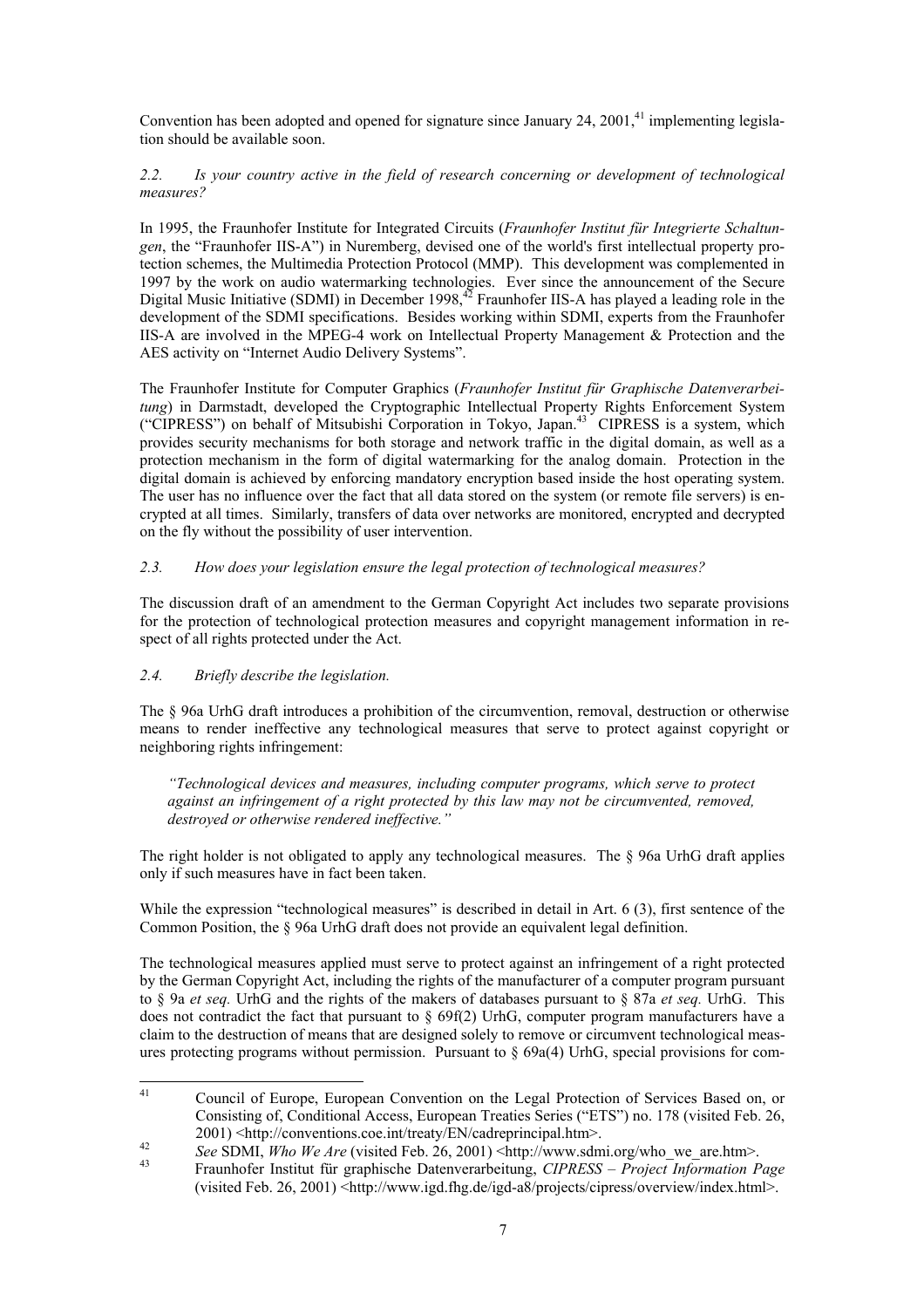Convention has been adopted and opened for signature since January 24, 2001,[41] implementing legislation should be available soon.

*2.2. Is your country active in the field of research concerning or development of technological measures?*

In 1995, the Fraunhofer Institute for Integrated Circuits (*Fraunhofer Institut für Integrierte Schaltungen*, the "Fraunhofer IIS-A") in Nuremberg, devised one of the world's first intellectual property protection schemes, the Multimedia Protection Protocol (MMP). This development was complemented in 1997 by the work on audio watermarking technologies. Ever since the announcement of the Secure Digital Music Initiative (SDMI) in December 1998,[42] Fraunhofer IIS-A has played a leading role in the development of the SDMI specifications. Besides working within SDMI, experts from the Fraunhofer IIS-A are involved in the MPEG-4 work on Intellectual Property Management & Protection and the AES activity on "Internet Audio Delivery Systems".

The Fraunhofer Institute for Computer Graphics (*Fraunhofer Institut für Graphische Datenverarbeitung*) in Darmstadt, developed the Cryptographic Intellectual Property Rights Enforcement System ("CIPRESS") on behalf of Mitsubishi Corporation in Tokyo, Japan.[43] CIPRESS is a system, which provides security mechanisms for both storage and network traffic in the digital domain, as well as a protection mechanism in the form of digital watermarking for the analog domain. Protection in the digital domain is achieved by enforcing mandatory encryption based inside the host operating system. The user has no influence over the fact that all data stored on the system (or remote file servers) is encrypted at all times. Similarly, transfers of data over networks are monitored, encrypted and decrypted on the fly without the possibility of user intervention.

*2.3. How does your legislation ensure the legal protection of technological measures?*

The discussion draft of an amendment to the German Copyright Act includes two separate provisions for the protection of technological protection measures and copyright management information in respect of all rights protected under the Act.

*2.4. Briefly describe the legislation.*

The § 96a UrhG draft introduces a prohibition of the circumvention, removal, destruction or otherwise means to render ineffective any technological measures that serve to protect against copyright or neighboring rights infringement:

> *"Technological devices and measures, including computer programs, which serve to protect against an infringement of a right protected by this law may not be circumvented, removed, destroyed or otherwise rendered ineffective."*

The right holder is not obligated to apply any technological measures. The § 96a UrhG draft applies only if such measures have in fact been taken.

While the expression "technological measures" is described in detail in Art. 6 (3), first sentence of the Common Position, the § 96a UrhG draft does not provide an equivalent legal definition.

The technological measures applied must serve to protect against an infringement of a right protected by the German Copyright Act, including the rights of the manufacturer of a computer program pursuant to § 9a *et seq.* UrhG and the rights of the makers of databases pursuant to § 87a *et seq.* UrhG. This does not contradict the fact that pursuant to § 69f(2) UrhG, computer program manufacturers have a claim to the destruction of means that are designed solely to remove or circumvent technological measures protecting programs without permission. Pursuant to § 69a(4) UrhG, special provisions for com-

---

[41] Council of Europe, European Convention on the Legal Protection of Services Based on, or Consisting of, Conditional Access, European Treaties Series ("ETS") no. 178 (visited Feb. 26, 2001) <http://conventions.coe.int/treaty/EN/cadreprincipal.htm>.

[42] *See* SDMI, *Who We Are* (visited Feb. 26, 2001) <http://www.sdmi.org/who_we_are.htm>.

[43] Fraunhofer Institut für graphische Datenverarbeitung, *CIPRESS – Project Information Page* (visited Feb. 26, 2001) <http://www.igd.fhg.de/igd-a8/projects/cipress/overview/index.html>.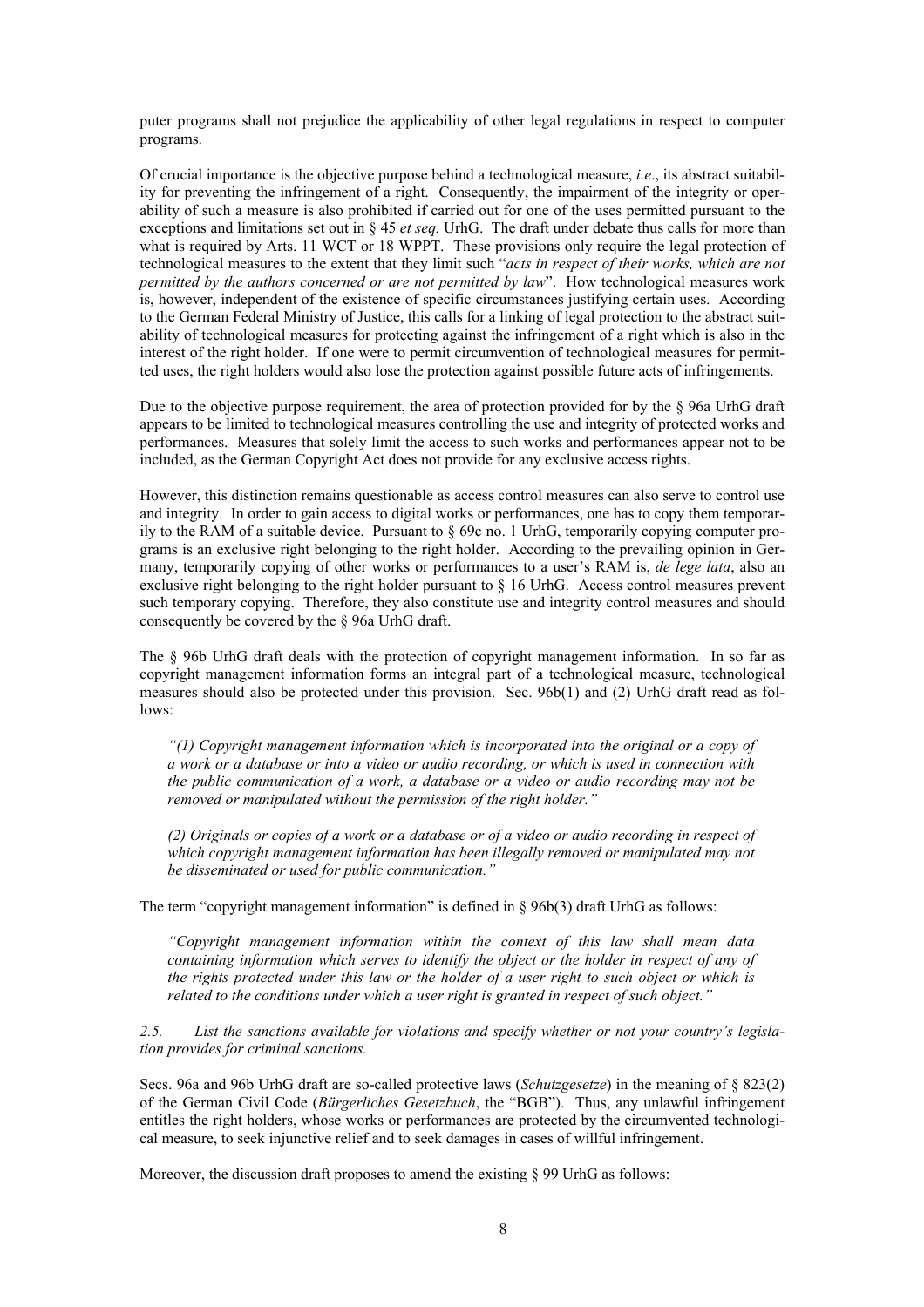puter programs shall not prejudice the applicability of other legal regulations in respect to computer programs.

Of crucial importance is the objective purpose behind a technological measure, *i.e*., its abstract suitability for preventing the infringement of a right. Consequently, the impairment of the integrity or operability of such a measure is also prohibited if carried out for one of the uses permitted pursuant to the exceptions and limitations set out in § 45 *et seq.* UrhG. The draft under debate thus calls for more than what is required by Arts. 11 WCT or 18 WPPT. These provisions only require the legal protection of technological measures to the extent that they limit such "*acts in respect of their works, which are not permitted by the authors concerned or are not permitted by law*". How technological measures work is, however, independent of the existence of specific circumstances justifying certain uses. According to the German Federal Ministry of Justice, this calls for a linking of legal protection to the abstract suitability of technological measures for protecting against the infringement of a right which is also in the interest of the right holder. If one were to permit circumvention of technological measures for permitted uses, the right holders would also lose the protection against possible future acts of infringements.

Due to the objective purpose requirement, the area of protection provided for by the § 96a UrhG draft appears to be limited to technological measures controlling the use and integrity of protected works and performances. Measures that solely limit the access to such works and performances appear not to be included, as the German Copyright Act does not provide for any exclusive access rights.

However, this distinction remains questionable as access control measures can also serve to control use and integrity. In order to gain access to digital works or performances, one has to copy them temporarily to the RAM of a suitable device. Pursuant to § 69c no. 1 UrhG, temporarily copying computer programs is an exclusive right belonging to the right holder. According to the prevailing opinion in Germany, temporarily copying of other works or performances to a user's RAM is, *de lege lata*, also an exclusive right belonging to the right holder pursuant to § 16 UrhG. Access control measures prevent such temporary copying. Therefore, they also constitute use and integrity control measures and should consequently be covered by the § 96a UrhG draft.

The § 96b UrhG draft deals with the protection of copyright management information. In so far as copyright management information forms an integral part of a technological measure, technological measures should also be protected under this provision. Sec. 96b(1) and (2) UrhG draft read as follows:

> *"(1) Copyright management information which is incorporated into the original or a copy of a work or a database or into a video or audio recording, or which is used in connection with the public communication of a work, a database or a video or audio recording may not be removed or manipulated without the permission of the right holder."*
>
> *(2) Originals or copies of a work or a database or of a video or audio recording in respect of which copyright management information has been illegally removed or manipulated may not be disseminated or used for public communication."*

The term "copyright management information" is defined in § 96b(3) draft UrhG as follows:

> *"Copyright management information within the context of this law shall mean data containing information which serves to identify the object or the holder in respect of any of the rights protected under this law or the holder of a user right to such object or which is related to the conditions under which a user right is granted in respect of such object."*

*2.5. List the sanctions available for violations and specify whether or not your country's legislation provides for criminal sanctions.*

Secs. 96a and 96b UrhG draft are so-called protective laws (*Schutzgesetze*) in the meaning of § 823(2) of the German Civil Code (*Bürgerliches Gesetzbuch*, the "BGB"). Thus, any unlawful infringement entitles the right holders, whose works or performances are protected by the circumvented technological measure, to seek injunctive relief and to seek damages in cases of willful infringement.

Moreover, the discussion draft proposes to amend the existing § 99 UrhG as follows: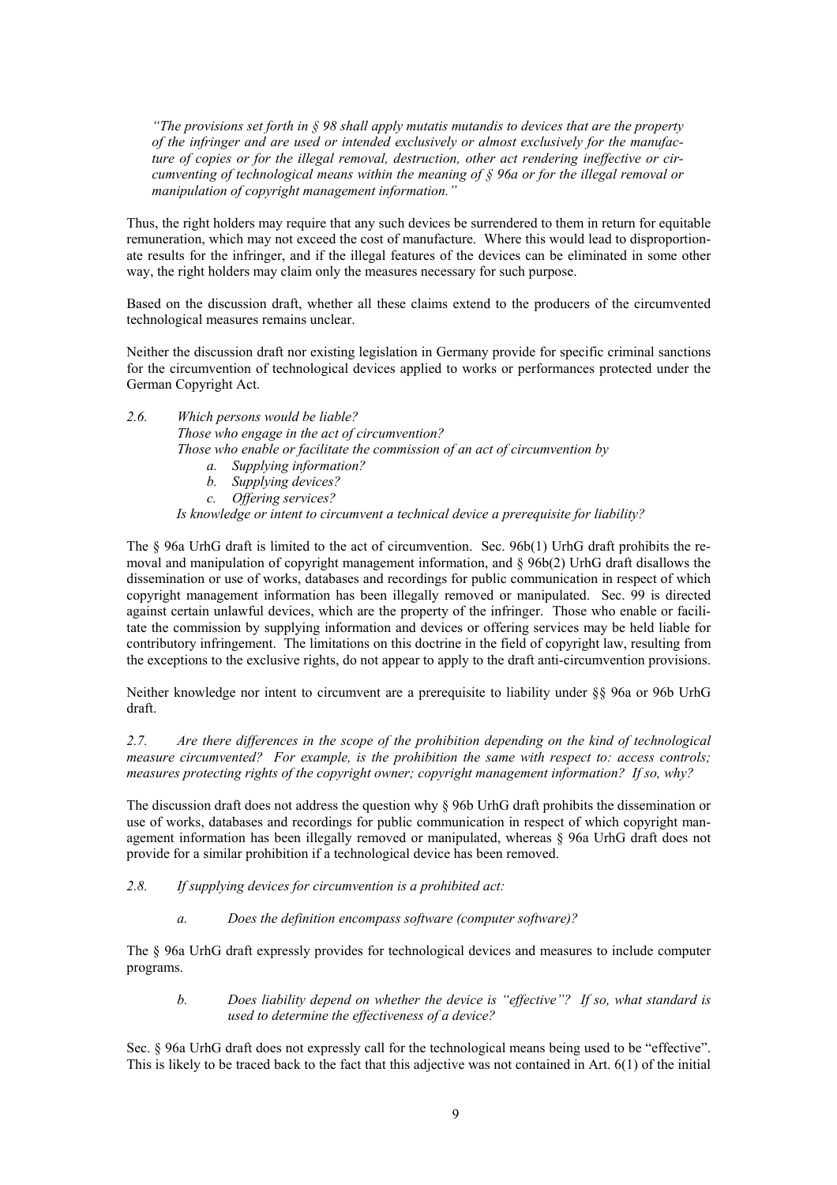*"The provisions set forth in § 98 shall apply mutatis mutandis to devices that are the property of the infringer and are used or intended exclusively or almost exclusively for the manufacture of copies or for the illegal removal, destruction, other act rendering ineffective or circumventing of technological means within the meaning of § 96a or for the illegal removal or manipulation of copyright management information."*

Thus, the right holders may require that any such devices be surrendered to them in return for equitable remuneration, which may not exceed the cost of manufacture. Where this would lead to disproportionate results for the infringer, and if the illegal features of the devices can be eliminated in some other way, the right holders may claim only the measures necessary for such purpose.

Based on the discussion draft, whether all these claims extend to the producers of the circumvented technological measures remains unclear.

Neither the discussion draft nor existing legislation in Germany provide for specific criminal sanctions for the circumvention of technological devices applied to works or performances protected under the German Copyright Act.

*2.6. Which persons would be liable?*
*Those who engage in the act of circumvention?*
*Those who enable or facilitate the commission of an act of circumvention by*
- *a. Supplying information?*
- *b. Supplying devices?*
- *c. Offering services?*

*Is knowledge or intent to circumvent a technical device a prerequisite for liability?*

The § 96a UrhG draft is limited to the act of circumvention. Sec. 96b(1) UrhG draft prohibits the removal and manipulation of copyright management information, and § 96b(2) UrhG draft disallows the dissemination or use of works, databases and recordings for public communication in respect of which copyright management information has been illegally removed or manipulated. Sec. 99 is directed against certain unlawful devices, which are the property of the infringer. Those who enable or facilitate the commission by supplying information and devices or offering services may be held liable for contributory infringement. The limitations on this doctrine in the field of copyright law, resulting from the exceptions to the exclusive rights, do not appear to apply to the draft anti-circumvention provisions.

Neither knowledge nor intent to circumvent are a prerequisite to liability under §§ 96a or 96b UrhG draft.

*2.7. Are there differences in the scope of the prohibition depending on the kind of technological measure circumvented? For example, is the prohibition the same with respect to: access controls; measures protecting rights of the copyright owner; copyright management information? If so, why?*

The discussion draft does not address the question why § 96b UrhG draft prohibits the dissemination or use of works, databases and recordings for public communication in respect of which copyright management information has been illegally removed or manipulated, whereas § 96a UrhG draft does not provide for a similar prohibition if a technological device has been removed.

*2.8. If supplying devices for circumvention is a prohibited act:*

*a. Does the definition encompass software (computer software)?*

The § 96a UrhG draft expressly provides for technological devices and measures to include computer programs.

*b. Does liability depend on whether the device is "effective"? If so, what standard is used to determine the effectiveness of a device?*

Sec. § 96a UrhG draft does not expressly call for the technological means being used to be "effective". This is likely to be traced back to the fact that this adjective was not contained in Art. 6(1) of the initial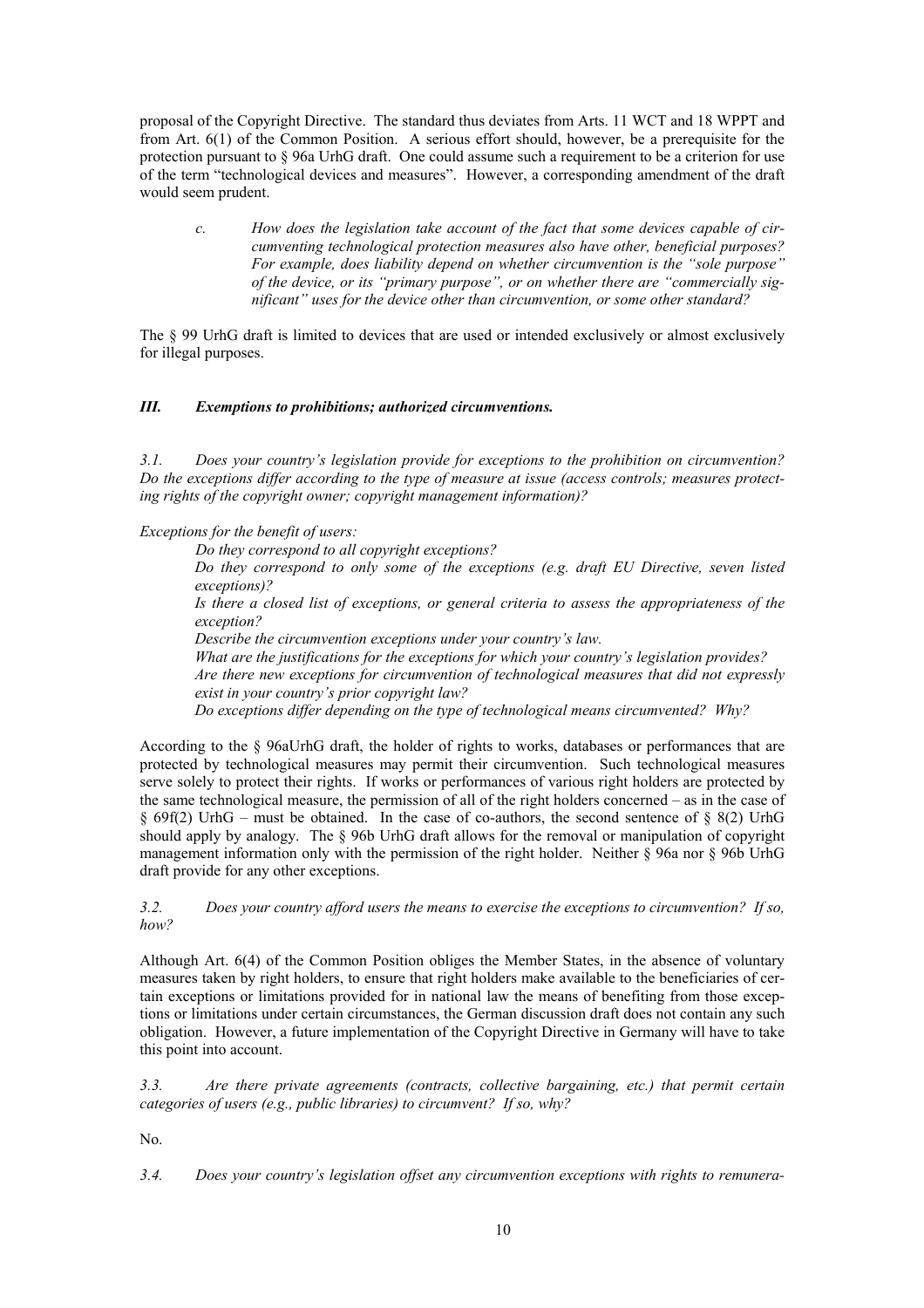proposal of the Copyright Directive. The standard thus deviates from Arts. 11 WCT and 18 WPPT and from Art. 6(1) of the Common Position. A serious effort should, however, be a prerequisite for the protection pursuant to § 96a UrhG draft. One could assume such a requirement to be a criterion for use of the term "technological devices and measures". However, a corresponding amendment of the draft would seem prudent.

> *c. How does the legislation take account of the fact that some devices capable of circumventing technological protection measures also have other, beneficial purposes? For example, does liability depend on whether circumvention is the "sole purpose" of the device, or its "primary purpose", or on whether there are "commercially significant" uses for the device other than circumvention, or some other standard?*

The § 99 UrhG draft is limited to devices that are used or intended exclusively or almost exclusively for illegal purposes.

### *III. Exemptions to prohibitions; authorized circumventions.*

*3.1. Does your country's legislation provide for exceptions to the prohibition on circumvention? Do the exceptions differ according to the type of measure at issue (access controls; measures protecting rights of the copyright owner; copyright management information)?*

*Exceptions for the benefit of users:*

> *Do they correspond to all copyright exceptions?*
> *Do they correspond to only some of the exceptions (e.g. draft EU Directive, seven listed exceptions)?*
> *Is there a closed list of exceptions, or general criteria to assess the appropriateness of the exception?*
> *Describe the circumvention exceptions under your country's law.*
> *What are the justifications for the exceptions for which your country's legislation provides?*
> *Are there new exceptions for circumvention of technological measures that did not expressly exist in your country's prior copyright law?*
> *Do exceptions differ depending on the type of technological means circumvented? Why?*

According to the § 96aUrhG draft, the holder of rights to works, databases or performances that are protected by technological measures may permit their circumvention. Such technological measures serve solely to protect their rights. If works or performances of various right holders are protected by the same technological measure, the permission of all of the right holders concerned – as in the case of § 69f(2) UrhG – must be obtained. In the case of co-authors, the second sentence of § 8(2) UrhG should apply by analogy. The § 96b UrhG draft allows for the removal or manipulation of copyright management information only with the permission of the right holder. Neither § 96a nor § 96b UrhG draft provide for any other exceptions.

*3.2. Does your country afford users the means to exercise the exceptions to circumvention? If so, how?*

Although Art. 6(4) of the Common Position obliges the Member States, in the absence of voluntary measures taken by right holders, to ensure that right holders make available to the beneficiaries of certain exceptions or limitations provided for in national law the means of benefiting from those exceptions or limitations under certain circumstances, the German discussion draft does not contain any such obligation. However, a future implementation of the Copyright Directive in Germany will have to take this point into account.

*3.3. Are there private agreements (contracts, collective bargaining, etc.) that permit certain categories of users (e.g., public libraries) to circumvent? If so, why?*

No.

*3.4. Does your country's legislation offset any circumvention exceptions with rights to remunera-*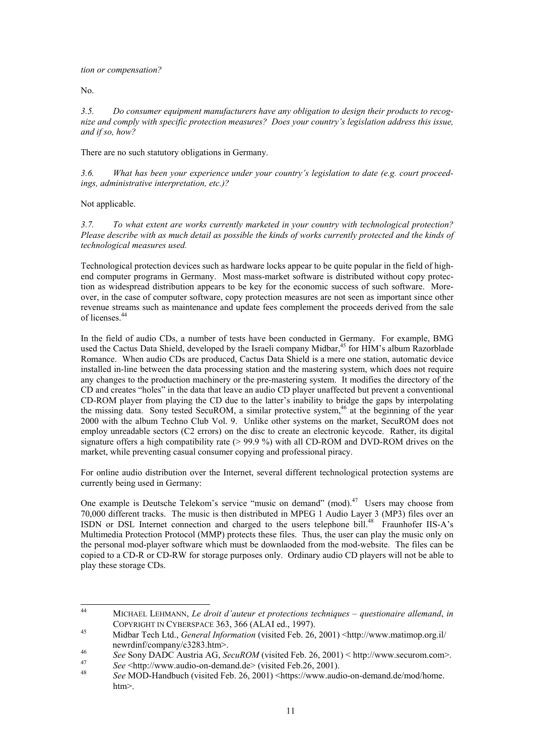*tion or compensation?*

No.

*3.5. Do consumer equipment manufacturers have any obligation to design their products to recognize and comply with specific protection measures? Does your country's legislation address this issue, and if so, how?*

There are no such statutory obligations in Germany.

*3.6. What has been your experience under your country's legislation to date (e.g. court proceedings, administrative interpretation, etc.)?*

Not applicable.

*3.7. To what extent are works currently marketed in your country with technological protection? Please describe with as much detail as possible the kinds of works currently protected and the kinds of technological measures used.*

Technological protection devices such as hardware locks appear to be quite popular in the field of high-end computer programs in Germany. Most mass-market software is distributed without copy protection as widespread distribution appears to be key for the economic success of such software. Moreover, in the case of computer software, copy protection measures are not seen as important since other revenue streams such as maintenance and update fees complement the proceeds derived from the sale of licenses.[44]

In the field of audio CDs, a number of tests have been conducted in Germany. For example, BMG used the Cactus Data Shield, developed by the Israeli company Midbar,[45] for HIM's album Razorblade Romance. When audio CDs are produced, Cactus Data Shield is a mere one station, automatic device installed in-line between the data processing station and the mastering system, which does not require any changes to the production machinery or the pre-mastering system. It modifies the directory of the CD and creates "holes" in the data that leave an audio CD player unaffected but prevent a conventional CD-ROM player from playing the CD due to the latter's inability to bridge the gaps by interpolating the missing data. Sony tested SecuROM, a similar protective system,[46] at the beginning of the year 2000 with the album Techno Club Vol. 9. Unlike other systems on the market, SecuROM does not employ unreadable sectors (C2 errors) on the disc to create an electronic keycode. Rather, its digital signature offers a high compatibility rate (> 99.9 %) with all CD-ROM and DVD-ROM drives on the market, while preventing casual consumer copying and professional piracy.

For online audio distribution over the Internet, several different technological protection systems are currently being used in Germany:

One example is Deutsche Telekom's service "music on demand" (mod).[47] Users may choose from 70,000 different tracks. The music is then distributed in MPEG 1 Audio Layer 3 (MP3) files over an ISDN or DSL Internet connection and charged to the users telephone bill.[48] Fraunhofer IIS-A's Multimedia Protection Protocol (MMP) protects these files. Thus, the user can play the music only on the personal mod-player software which must be downlaoded from the mod-website. The files can be copied to a CD-R or CD-RW for storage purposes only. Ordinary audio CD players will not be able to play these storage CDs.

---

[44] MICHAEL LEHMANN, *Le droit d'auteur et protections techniques – questionaire allemand*, *in* COPYRIGHT IN CYBERSPACE 363, 366 (ALAI ed., 1997).

[45] Midbar Tech Ltd., *General Information* (visited Feb. 26, 2001) <http://www.matimop.org.il/newrdinf/company/c3283.htm>.

[46] *See* Sony DADC Austria AG, *SecuROM* (visited Feb. 26, 2001) < http://www.securom.com>.

[47] *See* <http://www.audio-on-demand.de> (visited Feb.26, 2001).

[48] *See* MOD-Handbuch (visited Feb. 26, 2001) <https://www.audio-on-demand.de/mod/home.htm>.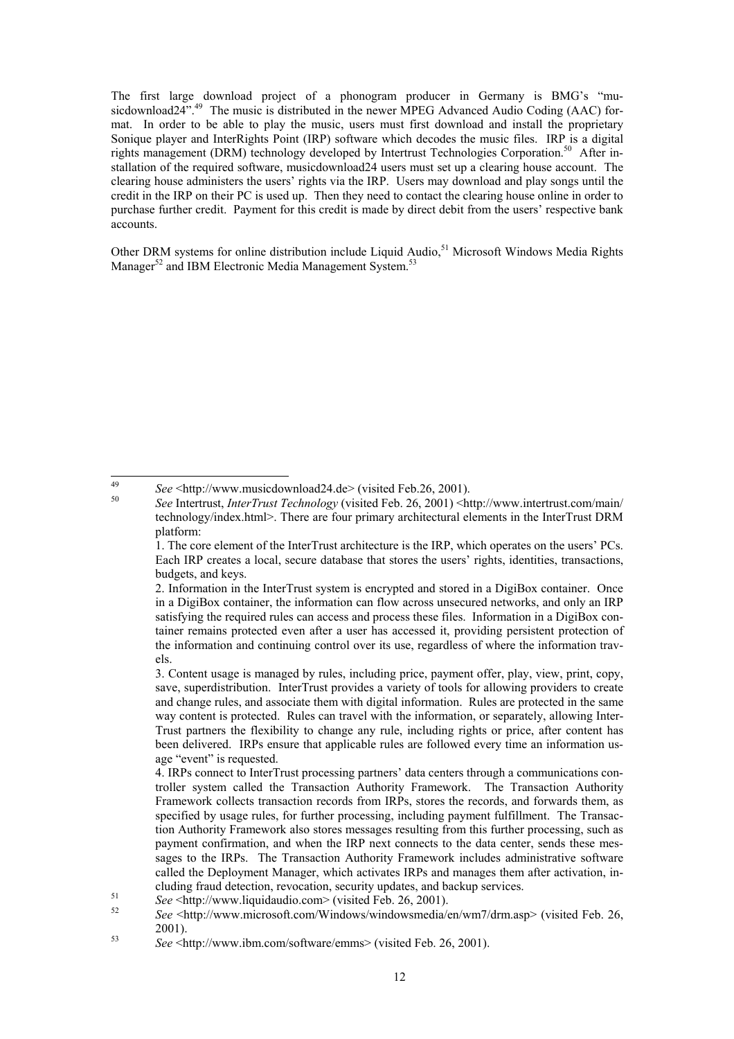The first large download project of a phonogram producer in Germany is BMG's "musicdownload24".[49] The music is distributed in the newer MPEG Advanced Audio Coding (AAC) format. In order to be able to play the music, users must first download and install the proprietary Sonique player and InterRights Point (IRP) software which decodes the music files. IRP is a digital rights management (DRM) technology developed by Intertrust Technologies Corporation.[50] After installation of the required software, musicdownload24 users must set up a clearing house account. The clearing house administers the users' rights via the IRP. Users may download and play songs until the credit in the IRP on their PC is used up. Then they need to contact the clearing house online in order to purchase further credit. Payment for this credit is made by direct debit from the users' respective bank accounts.

Other DRM systems for online distribution include Liquid Audio,[51] Microsoft Windows Media Rights Manager[52] and IBM Electronic Media Management System.[53]

---

[49] *See* <http://www.musicdownload24.de> (visited Feb.26, 2001).

[50] *See* Intertrust, *InterTrust Technology* (visited Feb. 26, 2001) <http://www.intertrust.com/main/technology/index.html>. There are four primary architectural elements in the InterTrust DRM platform:

1. The core element of the InterTrust architecture is the IRP, which operates on the users' PCs. Each IRP creates a local, secure database that stores the users' rights, identities, transactions, budgets, and keys.

2. Information in the InterTrust system is encrypted and stored in a DigiBox container. Once in a DigiBox container, the information can flow across unsecured networks, and only an IRP satisfying the required rules can access and process these files. Information in a DigiBox container remains protected even after a user has accessed it, providing persistent protection of the information and continuing control over its use, regardless of where the information travels.

3. Content usage is managed by rules, including price, payment offer, play, view, print, copy, save, superdistribution. InterTrust provides a variety of tools for allowing providers to create and change rules, and associate them with digital information. Rules are protected in the same way content is protected. Rules can travel with the information, or separately, allowing InterTrust partners the flexibility to change any rule, including rights or price, after content has been delivered. IRPs ensure that applicable rules are followed every time an information usage "event" is requested.

4. IRPs connect to InterTrust processing partners' data centers through a communications controller system called the Transaction Authority Framework. The Transaction Authority Framework collects transaction records from IRPs, stores the records, and forwards them, as specified by usage rules, for further processing, including payment fulfillment. The Transaction Authority Framework also stores messages resulting from this further processing, such as payment confirmation, and when the IRP next connects to the data center, sends these messages to the IRPs. The Transaction Authority Framework includes administrative software called the Deployment Manager, which activates IRPs and manages them after activation, including fraud detection, revocation, security updates, and backup services.

[51] *See* <http://www.liquidaudio.com> (visited Feb. 26, 2001).

[52] *See* <http://www.microsoft.com/Windows/windowsmedia/en/wm7/drm.asp> (visited Feb. 26, 2001).

[53] *See* <http://www.ibm.com/software/emms> (visited Feb. 26, 2001).